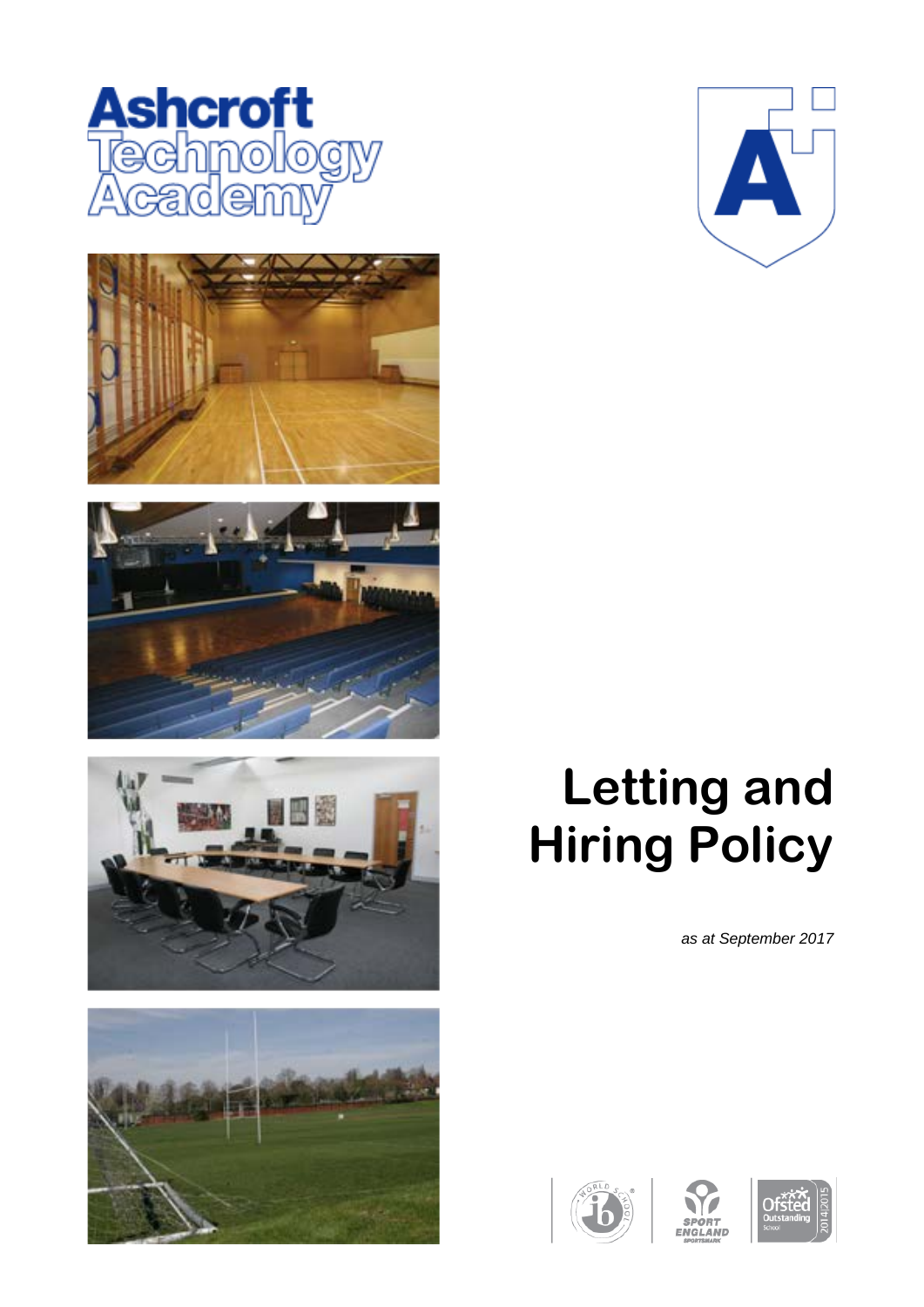Ashcroft Technology Academy

# Letting and Hiring Policy

*as at September 2017*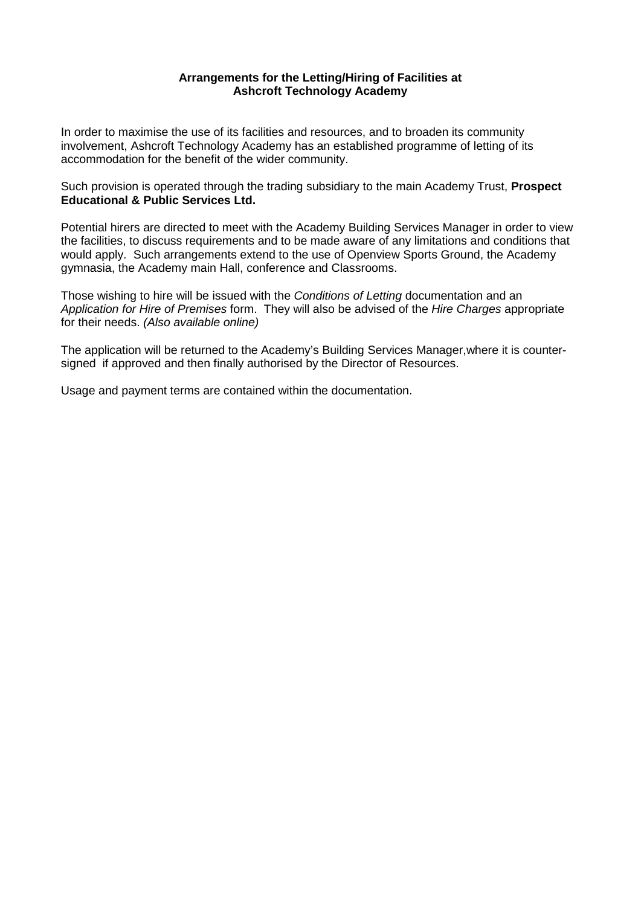## Arrangements for the Letting/Hiring of Facilities at Ashcroft Technology Academy

In order to maximise the use of its facilities and resources, and to broaden its community involvement, Ashcroft Technology Academy has an established programme of letting of its accommodation for the benefit of the wider community.

Such provision is operated through the trading subsidiary to the main Academy Trust, **Prospect Educational & Public Services Ltd.**

Potential hirers are directed to meet with the Academy Building Services Manager in order to view the facilities, to discuss requirements and to be made aware of any limitations and conditions that would apply. Such arrangements extend to the use of Openview Sports Ground, the Academy gymnasia, the Academy main Hall, conference and Classrooms.

Those wishing to hire will be issued with the *Conditions of Letting* documentation and an *Application for Hire of Premises* form. They will also be advised of the *Hire Charges* appropriate for their needs. *(Also available online)*

The application will be returned to the Academy's Building Services Manager,where it is counter-signed if approved and then finally authorised by the Director of Resources.

Usage and payment terms are contained within the documentation.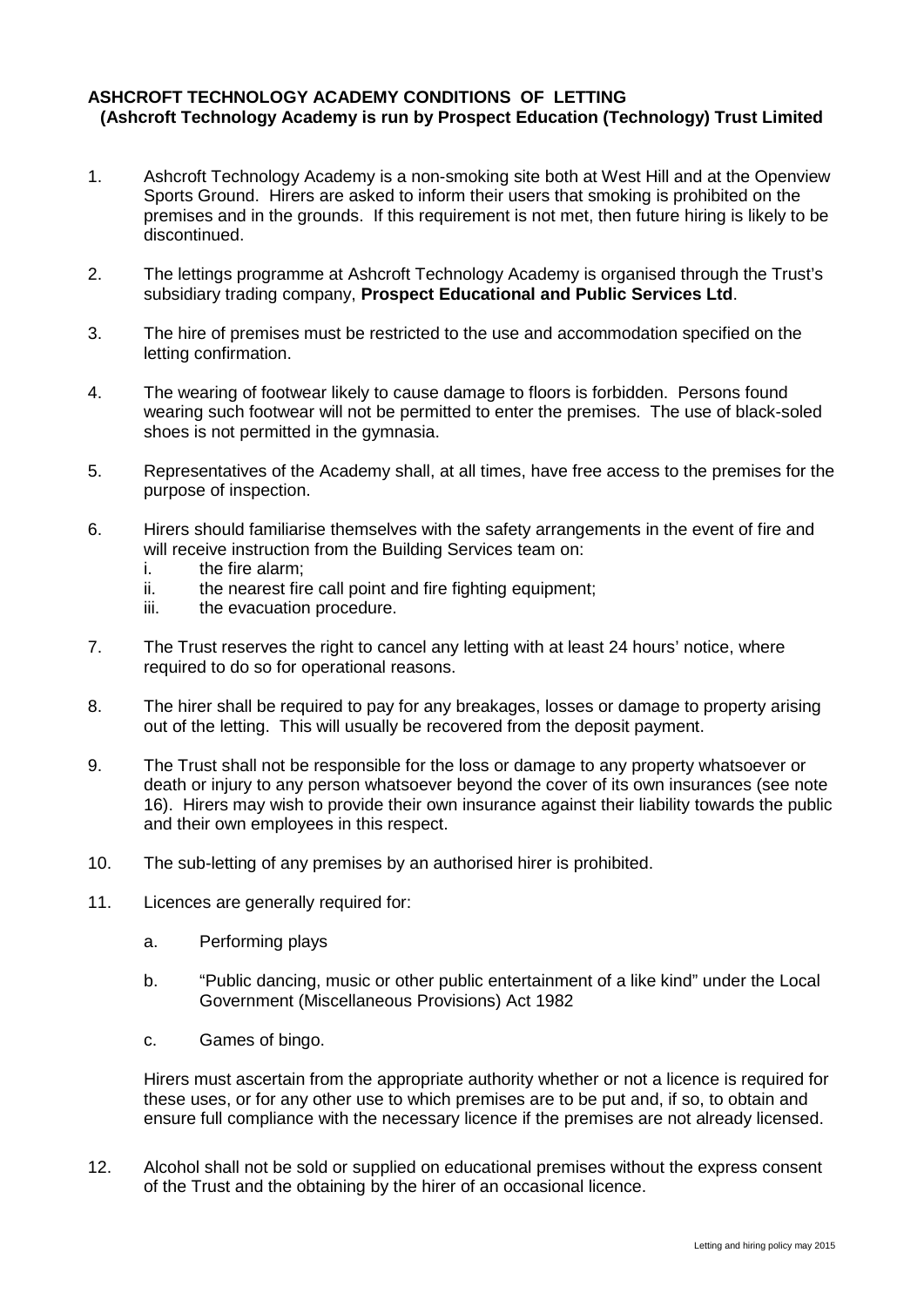**ASHCROFT TECHNOLOGY ACADEMY CONDITIONS OF LETTING**
**(Ashcroft Technology Academy is run by Prospect Education (Technology) Trust Limited**

1. Ashcroft Technology Academy is a non-smoking site both at West Hill and at the Openview Sports Ground. Hirers are asked to inform their users that smoking is prohibited on the premises and in the grounds. If this requirement is not met, then future hiring is likely to be discontinued.

2. The lettings programme at Ashcroft Technology Academy is organised through the Trust's subsidiary trading company, **Prospect Educational and Public Services Ltd**.

3. The hire of premises must be restricted to the use and accommodation specified on the letting confirmation.

4. The wearing of footwear likely to cause damage to floors is forbidden. Persons found wearing such footwear will not be permitted to enter the premises. The use of black-soled shoes is not permitted in the gymnasia.

5. Representatives of the Academy shall, at all times, have free access to the premises for the purpose of inspection.

6. Hirers should familiarise themselves with the safety arrangements in the event of fire and will receive instruction from the Building Services team on:
   i. the fire alarm;
   ii. the nearest fire call point and fire fighting equipment;
   iii. the evacuation procedure.

7. The Trust reserves the right to cancel any letting with at least 24 hours' notice, where required to do so for operational reasons.

8. The hirer shall be required to pay for any breakages, losses or damage to property arising out of the letting. This will usually be recovered from the deposit payment.

9. The Trust shall not be responsible for the loss or damage to any property whatsoever or death or injury to any person whatsoever beyond the cover of its own insurances (see note 16). Hirers may wish to provide their own insurance against their liability towards the public and their own employees in this respect.

10. The sub-letting of any premises by an authorised hirer is prohibited.

11. Licences are generally required for:

    a. Performing plays

    b. "Public dancing, music or other public entertainment of a like kind" under the Local Government (Miscellaneous Provisions) Act 1982

    c. Games of bingo.

    Hirers must ascertain from the appropriate authority whether or not a licence is required for these uses, or for any other use to which premises are to be put and, if so, to obtain and ensure full compliance with the necessary licence if the premises are not already licensed.

12. Alcohol shall not be sold or supplied on educational premises without the express consent of the Trust and the obtaining by the hirer of an occasional licence.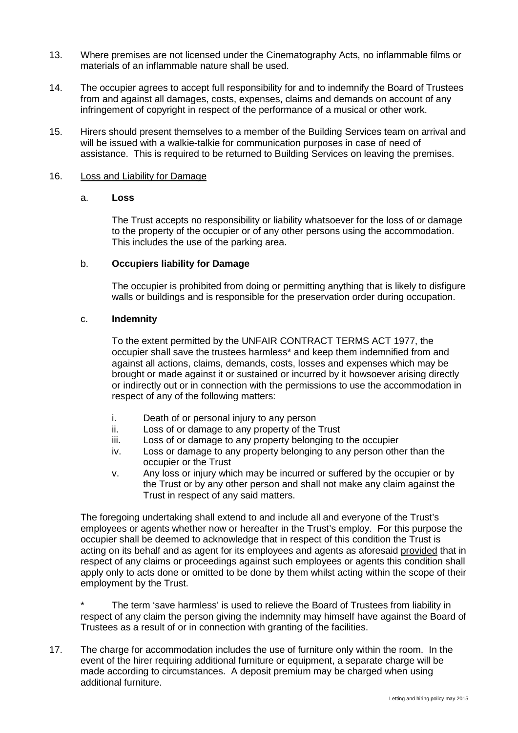13. Where premises are not licensed under the Cinematography Acts, no inflammable films or materials of an inflammable nature shall be used.

14. The occupier agrees to accept full responsibility for and to indemnify the Board of Trustees from and against all damages, costs, expenses, claims and demands on account of any infringement of copyright in respect of the performance of a musical or other work.

15. Hirers should present themselves to a member of the Building Services team on arrival and will be issued with a walkie-talkie for communication purposes in case of need of assistance. This is required to be returned to Building Services on leaving the premises.

16. <u>Loss and Liability for Damage</u>

    a. **Loss**

    The Trust accepts no responsibility or liability whatsoever for the loss of or damage to the property of the occupier or of any other persons using the accommodation. This includes the use of the parking area.

    b. **Occupiers liability for Damage**

    The occupier is prohibited from doing or permitting anything that is likely to disfigure walls or buildings and is responsible for the preservation order during occupation.

    c. **Indemnity**

    To the extent permitted by the UNFAIR CONTRACT TERMS ACT 1977, the occupier shall save the trustees harmless* and keep them indemnified from and against all actions, claims, demands, costs, losses and expenses which may be brought or made against it or sustained or incurred by it howsoever arising directly or indirectly out or in connection with the permissions to use the accommodation in respect of any of the following matters:

    i. Death of or personal injury to any person
    ii. Loss of or damage to any property of the Trust
    iii. Loss of or damage to any property belonging to the occupier
    iv. Loss or damage to any property belonging to any person other than the occupier or the Trust
    v. Any loss or injury which may be incurred or suffered by the occupier or by the Trust or by any other person and shall not make any claim against the Trust in respect of any said matters.

The foregoing undertaking shall extend to and include all and everyone of the Trust's employees or agents whether now or hereafter in the Trust's employ. For this purpose the occupier shall be deemed to acknowledge that in respect of this condition the Trust is acting on its behalf and as agent for its employees and agents as aforesaid <u>provided</u> that in respect of any claims or proceedings against such employees or agents this condition shall apply only to acts done or omitted to be done by them whilst acting within the scope of their employment by the Trust.

\* The term 'save harmless' is used to relieve the Board of Trustees from liability in respect of any claim the person giving the indemnity may himself have against the Board of Trustees as a result of or in connection with granting of the facilities.

17. The charge for accommodation includes the use of furniture only within the room. In the event of the hirer requiring additional furniture or equipment, a separate charge will be made according to circumstances. A deposit premium may be charged when using additional furniture.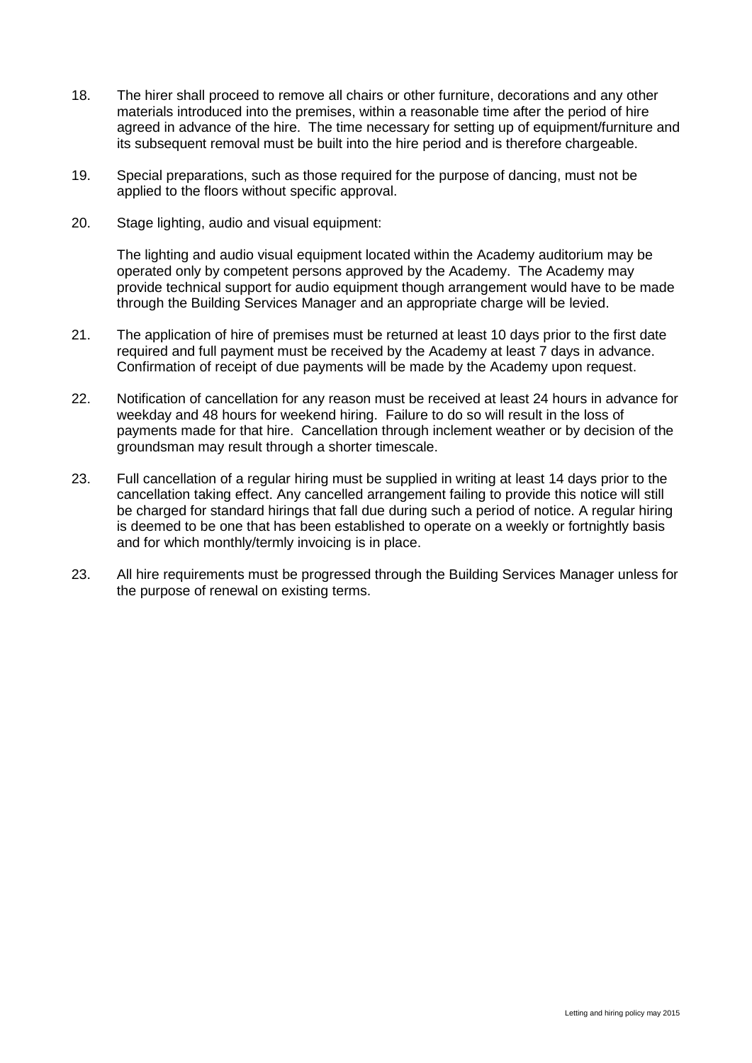18. The hirer shall proceed to remove all chairs or other furniture, decorations and any other materials introduced into the premises, within a reasonable time after the period of hire agreed in advance of the hire. The time necessary for setting up of equipment/furniture and its subsequent removal must be built into the hire period and is therefore chargeable.

19. Special preparations, such as those required for the purpose of dancing, must not be applied to the floors without specific approval.

20. Stage lighting, audio and visual equipment:

    The lighting and audio visual equipment located within the Academy auditorium may be operated only by competent persons approved by the Academy. The Academy may provide technical support for audio equipment though arrangement would have to be made through the Building Services Manager and an appropriate charge will be levied.

21. The application of hire of premises must be returned at least 10 days prior to the first date required and full payment must be received by the Academy at least 7 days in advance. Confirmation of receipt of due payments will be made by the Academy upon request.

22. Notification of cancellation for any reason must be received at least 24 hours in advance for weekday and 48 hours for weekend hiring. Failure to do so will result in the loss of payments made for that hire. Cancellation through inclement weather or by decision of the groundsman may result through a shorter timescale.

23. Full cancellation of a regular hiring must be supplied in writing at least 14 days prior to the cancellation taking effect. Any cancelled arrangement failing to provide this notice will still be charged for standard hirings that fall due during such a period of notice. A regular hiring is deemed to be one that has been established to operate on a weekly or fortnightly basis and for which monthly/termly invoicing is in place.

23. All hire requirements must be progressed through the Building Services Manager unless for the purpose of renewal on existing terms.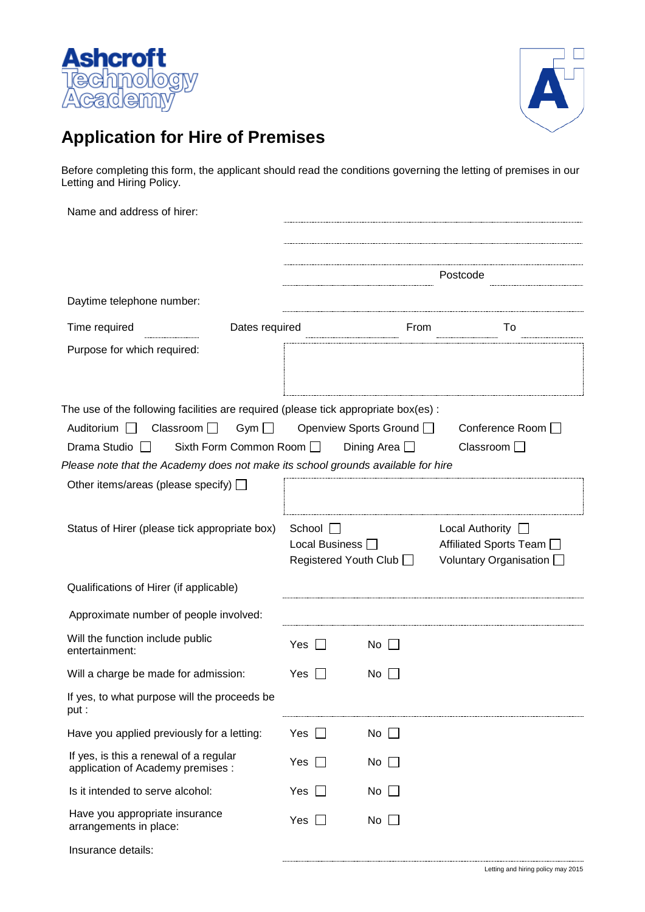Ashcroft Technology Academy

# Application for Hire of Premises

Before completing this form, the applicant should read the conditions governing the letting of premises in our Letting and Hiring Policy.

Name and address of hiher: ..............................................................

..............................................................

..............................................................

.............................................. Postcode ..................

Daytime telephone number: ..............................................................

Time required .................. Dates required .................. From .................. To ..................

Purpose for which required:

The use of the following facilities are required (please tick appropriate box(es) :

Auditorium ☐ Classroom ☐ Gym ☐ Openview Sports Ground ☐ Conference Room ☐

Drama Studio ☐ Sixth Form Common Room ☐ Dining Area ☐ Classroom ☐

*Please note that the Academy does not make its school grounds available for hire*

Other items/areas (please specify) ☐

Status of Hirer (please tick appropriate box)

- School ☐
- Local Authority ☐
- Local Business ☐
- Affiliated Sports Team ☐
- Registered Youth Club ☐
- Voluntary Organisation ☐

Qualifications of Hirer (if applicable) ..............................................................

Approximate number of people involved: ..............................................................

Will the function include public entertainment: Yes ☐ No ☐

Will a charge be made for admission: Yes ☐ No ☐

If yes, to what purpose will the proceeds be put : ..............................................................

Have you applied previously for a letting: Yes ☐ No ☐

If yes, is this a renewal of a regular application of Academy premises : Yes ☐ No ☐

Is it intended to serve alcohol: Yes ☐ No ☐

Have you appropriate insurance arrangements in place: Yes ☐ No ☐

Insurance details: ..............................................................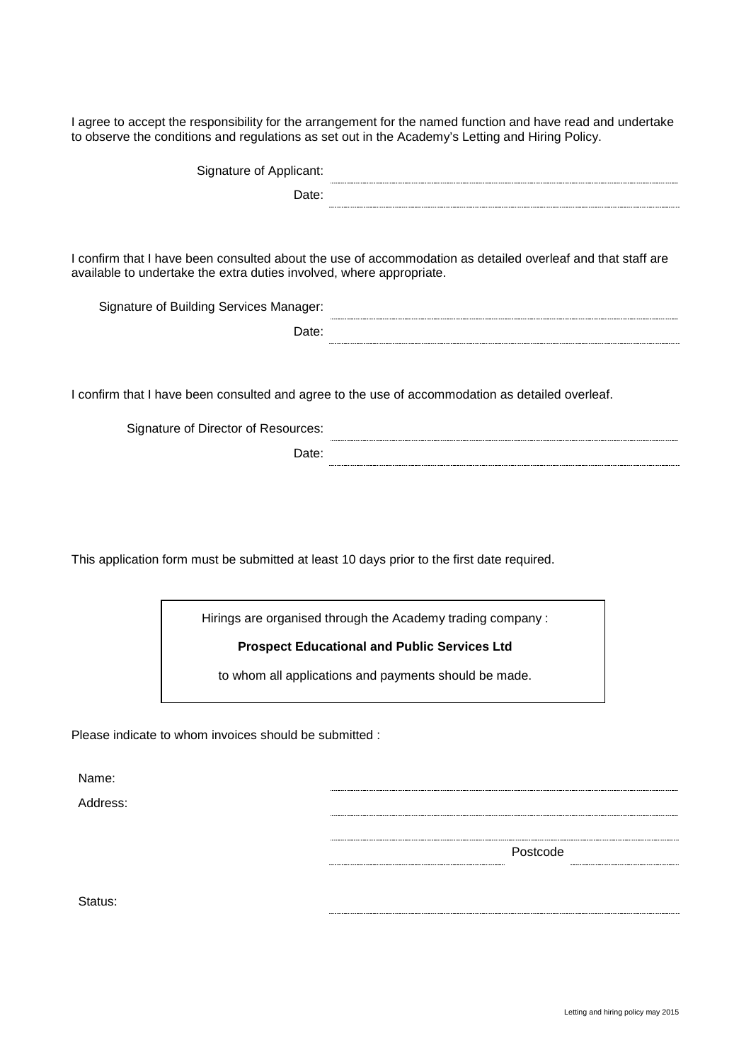I agree to accept the responsibility for the arrangement for the named function and have read and undertake to observe the conditions and regulations as set out in the Academy's Letting and Hiring Policy.

Signature of Applicant: ........................................

Date: ........................................

I confirm that I have been consulted about the use of accommodation as detailed overleaf and that staff are available to undertake the extra duties involved, where appropriate.

Signature of Building Services Manager: ........................................

Date: ........................................

I confirm that I have been consulted and agree to the use of accommodation as detailed overleaf.

Signature of Director of Resources: ........................................

Date: ........................................

This application form must be submitted at least 10 days prior to the first date required.

> Hirings are organised through the Academy trading company :
>
> **Prospect Educational and Public Services Ltd**
>
> to whom all applications and payments should be made.

Please indicate to whom invoices should be submitted :

Name: ........................................

Address: ........................................

........................................

........................................ Postcode ....................

Status: ........................................